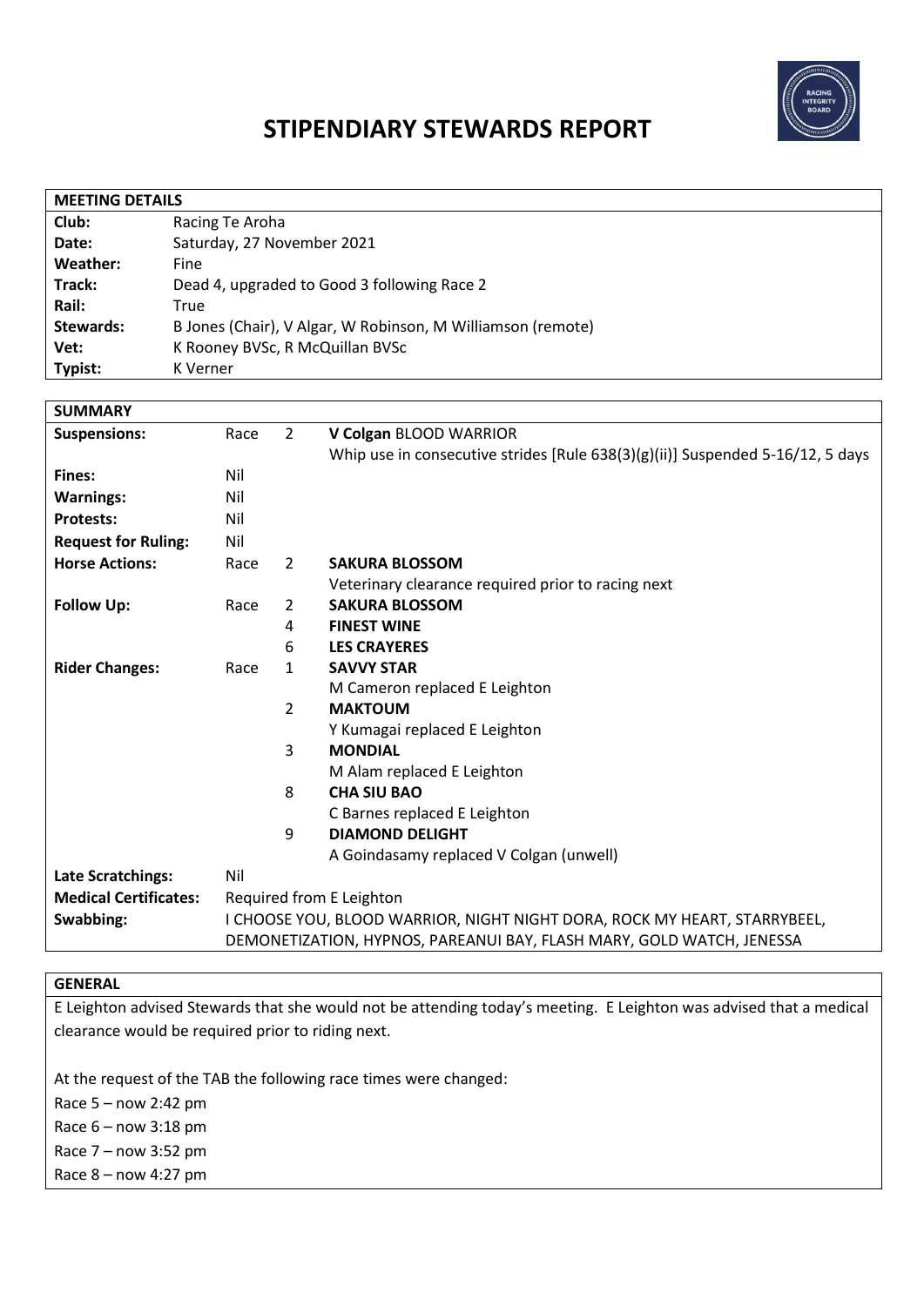# STIPENDIARY STEWARDS REPORT

| MEETING DETAILS | |
|---|---|
| **Club:** | Racing Te Aroha |
| **Date:** | Saturday, 27 November 2021 |
| **Weather:** | Fine |
| **Track:** | Dead 4, upgraded to Good 3 following Race 2 |
| **Rail:** | True |
| **Stewards:** | B Jones (Chair), V Algar, W Robinson, M Williamson (remote) |
| **Vet:** | K Rooney BVSc, R McQuillan BVSc |
| **Typist:** | K Verner |

| SUMMARY | | | |
|---|---|---|---|
| **Suspensions:** | Race | 2 | **V Colgan** BLOOD WARRIOR<br>Whip use in consecutive strides [Rule 638(3)(g)(ii)] Suspended 5-16/12, 5 days |
| **Fines:** | Nil | | |
| **Warnings:** | Nil | | |
| **Protests:** | Nil | | |
| **Request for Ruling:** | Nil | | |
| **Horse Actions:** | Race | 2 | **SAKURA BLOSSOM**<br>Veterinary clearance required prior to racing next |
| **Follow Up:** | Race | 2 | **SAKURA BLOSSOM** |
| | | 4 | **FINEST WINE** |
| | | 6 | **LES CRAYERES** |
| **Rider Changes:** | Race | 1 | **SAVVY STAR**<br>M Cameron replaced E Leighton |
| | | 2 | **MAKTOUM**<br>Y Kumagai replaced E Leighton |
| | | 3 | **MONDIAL**<br>M Alam replaced E Leighton |
| | | 8 | **CHA SIU BAO**<br>C Barnes replaced E Leighton |
| | | 9 | **DIAMOND DELIGHT**<br>A Goindasamy replaced V Colgan (unwell) |
| **Late Scratchings:** | Nil | | |
| **Medical Certificates:** | Required from E Leighton | | |
| **Swabbing:** | I CHOOSE YOU, BLOOD WARRIOR, NIGHT NIGHT DORA, ROCK MY HEART, STARRYBEEL, DEMONETIZATION, HYPNOS, PAREANUI BAY, FLASH MARY, GOLD WATCH, JENESSA | | |

## GENERAL

E Leighton advised Stewards that she would not be attending today's meeting. E Leighton was advised that a medical clearance would be required prior to riding next.

At the request of the TAB the following race times were changed:

Race 5 – now 2:42 pm
Race 6 – now 3:18 pm
Race 7 – now 3:52 pm
Race 8 – now 4:27 pm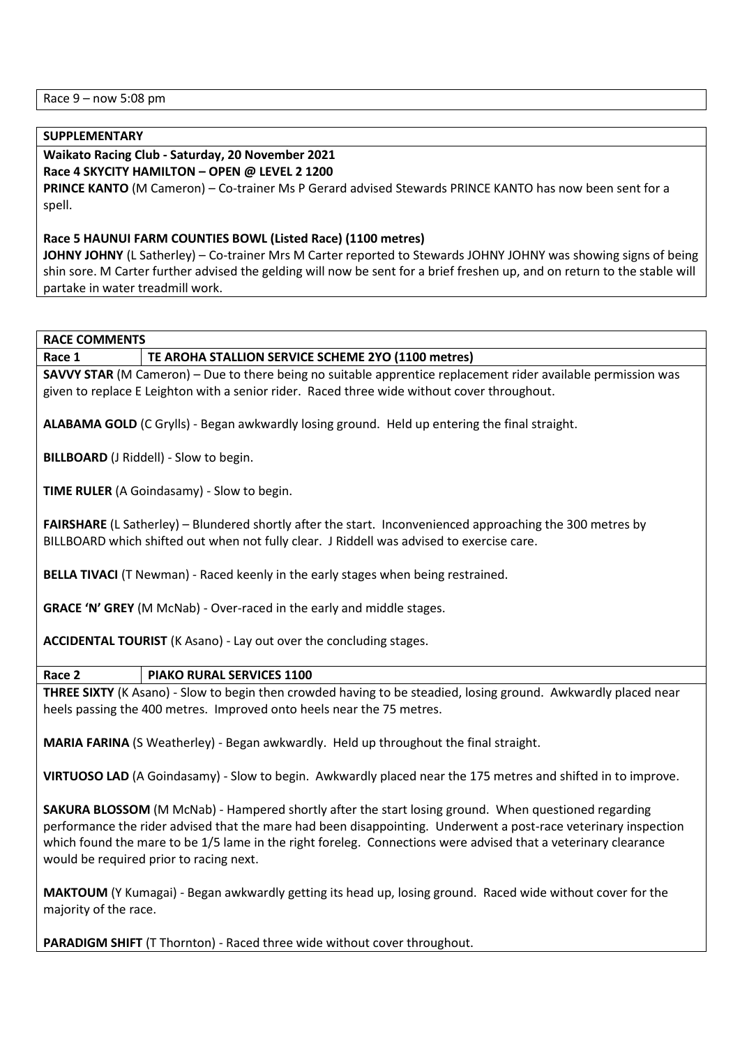Race 9 – now 5:08 pm

**SUPPLEMENTARY**

**Waikato Racing Club - Saturday, 20 November 2021**

**Race 4 SKYCITY HAMILTON – OPEN @ LEVEL 2 1200**

**PRINCE KANTO** (M Cameron) – Co-trainer Ms P Gerard advised Stewards PRINCE KANTO has now been sent for a spell.

**Race 5 HAUNUI FARM COUNTIES BOWL (Listed Race) (1100 metres)**

**JOHNY JOHNY** (L Satherley) – Co-trainer Mrs M Carter reported to Stewards JOHNY JOHNY was showing signs of being shin sore. M Carter further advised the gelding will now be sent for a brief freshen up, and on return to the stable will partake in water treadmill work.

**RACE COMMENTS**

**Race 1 — TE AROHA STALLION SERVICE SCHEME 2YO (1100 metres)**

**SAVVY STAR** (M Cameron) – Due to there being no suitable apprentice replacement rider available permission was given to replace E Leighton with a senior rider. Raced three wide without cover throughout.

**ALABAMA GOLD** (C Grylls) - Began awkwardly losing ground. Held up entering the final straight.

**BILLBOARD** (J Riddell) - Slow to begin.

**TIME RULER** (A Goindasamy) - Slow to begin.

**FAIRSHARE** (L Satherley) – Blundered shortly after the start. Inconvenienced approaching the 300 metres by BILLBOARD which shifted out when not fully clear. J Riddell was advised to exercise care.

**BELLA TIVACI** (T Newman) - Raced keenly in the early stages when being restrained.

**GRACE 'N' GREY** (M McNab) - Over-raced in the early and middle stages.

**ACCIDENTAL TOURIST** (K Asano) - Lay out over the concluding stages.

**Race 2 — PIAKO RURAL SERVICES 1100**

**THREE SIXTY** (K Asano) - Slow to begin then crowded having to be steadied, losing ground. Awkwardly placed near heels passing the 400 metres. Improved onto heels near the 75 metres.

**MARIA FARINA** (S Weatherley) - Began awkwardly. Held up throughout the final straight.

**VIRTUOSO LAD** (A Goindasamy) - Slow to begin. Awkwardly placed near the 175 metres and shifted in to improve.

**SAKURA BLOSSOM** (M McNab) - Hampered shortly after the start losing ground. When questioned regarding performance the rider advised that the mare had been disappointing. Underwent a post-race veterinary inspection which found the mare to be 1/5 lame in the right foreleg. Connections were advised that a veterinary clearance would be required prior to racing next.

**MAKTOUM** (Y Kumagai) - Began awkwardly getting its head up, losing ground. Raced wide without cover for the majority of the race.

**PARADIGM SHIFT** (T Thornton) - Raced three wide without cover throughout.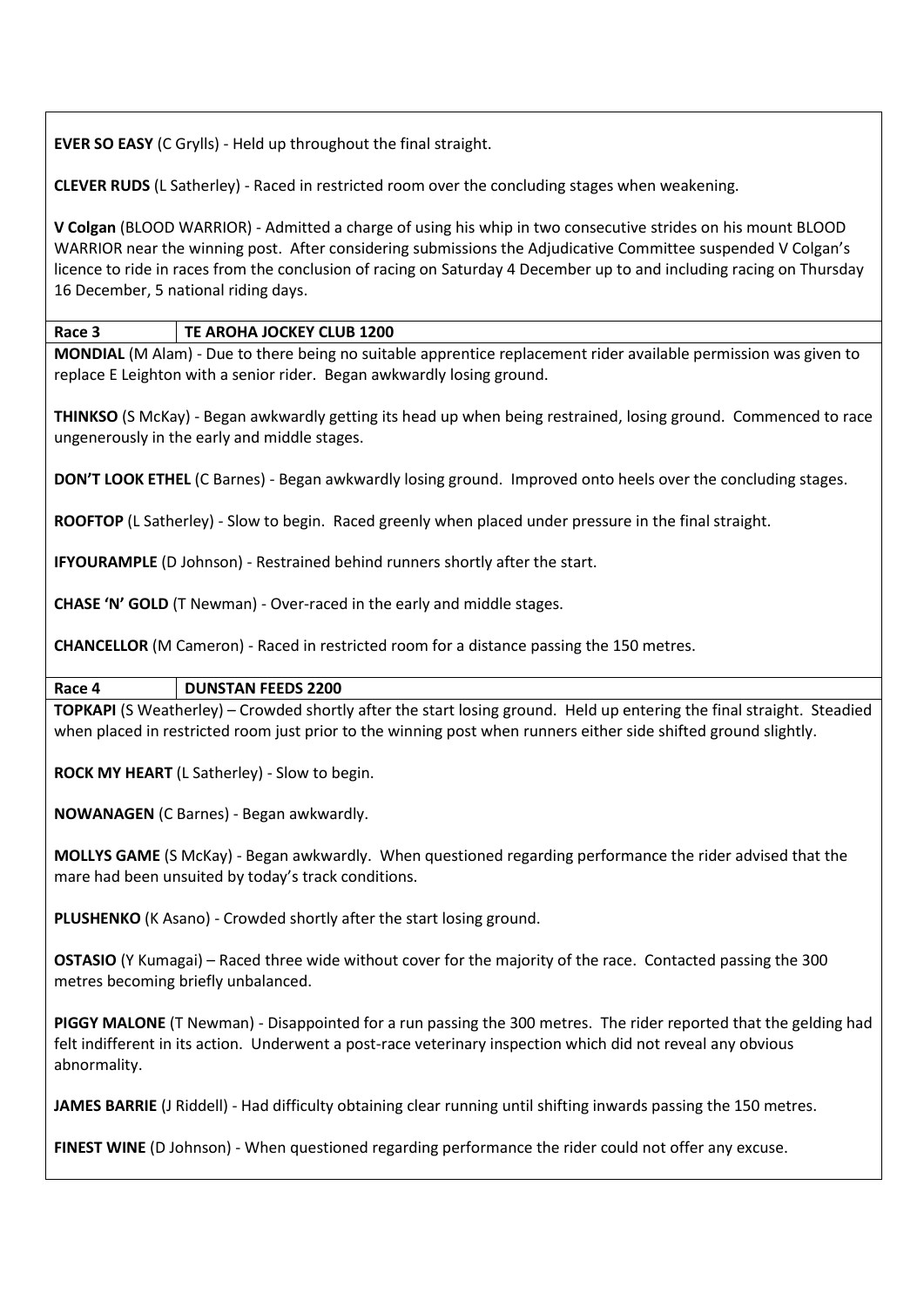**EVER SO EASY** (C Grylls) - Held up throughout the final straight.

**CLEVER RUDS** (L Satherley) - Raced in restricted room over the concluding stages when weakening.

**V Colgan** (BLOOD WARRIOR) - Admitted a charge of using his whip in two consecutive strides on his mount BLOOD WARRIOR near the winning post. After considering submissions the Adjudicative Committee suspended V Colgan's licence to ride in races from the conclusion of racing on Saturday 4 December up to and including racing on Thursday 16 December, 5 national riding days.

| **Race 3** | **TE AROHA JOCKEY CLUB 1200** |
|---|---|

**MONDIAL** (M Alam) - Due to there being no suitable apprentice replacement rider available permission was given to replace E Leighton with a senior rider. Began awkwardly losing ground.

**THINKSO** (S McKay) - Began awkwardly getting its head up when being restrained, losing ground. Commenced to race ungenerously in the early and middle stages.

**DON'T LOOK ETHEL** (C Barnes) - Began awkwardly losing ground. Improved onto heels over the concluding stages.

**ROOFTOP** (L Satherley) - Slow to begin. Raced greenly when placed under pressure in the final straight.

**IFYOURAMPLE** (D Johnson) - Restrained behind runners shortly after the start.

**CHASE 'N' GOLD** (T Newman) - Over-raced in the early and middle stages.

**CHANCELLOR** (M Cameron) - Raced in restricted room for a distance passing the 150 metres.

| **Race 4** | **DUNSTAN FEEDS 2200** |
|---|---|

**TOPKAPI** (S Weatherley) – Crowded shortly after the start losing ground. Held up entering the final straight. Steadied when placed in restricted room just prior to the winning post when runners either side shifted ground slightly.

**ROCK MY HEART** (L Satherley) - Slow to begin.

**NOWANAGEN** (C Barnes) - Began awkwardly.

**MOLLYS GAME** (S McKay) - Began awkwardly. When questioned regarding performance the rider advised that the mare had been unsuited by today's track conditions.

**PLUSHENKO** (K Asano) - Crowded shortly after the start losing ground.

**OSTASIO** (Y Kumagai) – Raced three wide without cover for the majority of the race. Contacted passing the 300 metres becoming briefly unbalanced.

**PIGGY MALONE** (T Newman) - Disappointed for a run passing the 300 metres. The rider reported that the gelding had felt indifferent in its action. Underwent a post-race veterinary inspection which did not reveal any obvious abnormality.

**JAMES BARRIE** (J Riddell) - Had difficulty obtaining clear running until shifting inwards passing the 150 metres.

**FINEST WINE** (D Johnson) - When questioned regarding performance the rider could not offer any excuse.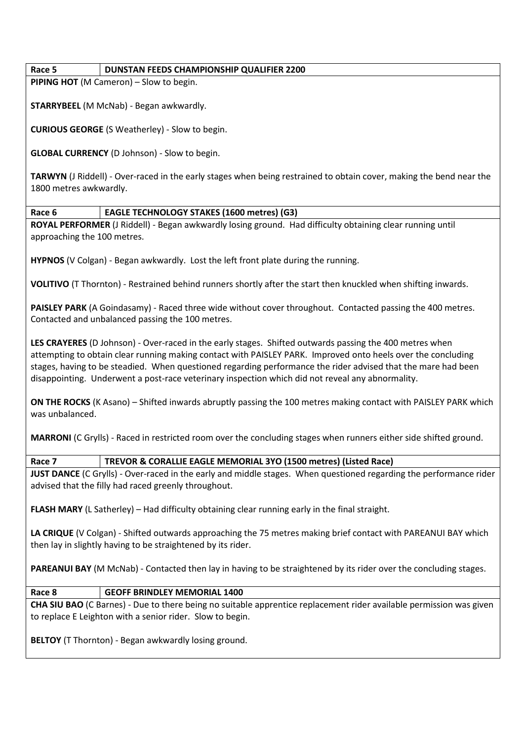| Race 5 | DUNSTAN FEEDS CHAMPIONSHIP QUALIFIER 2200 |
|---|---|

**PIPING HOT** (M Cameron) – Slow to begin.

**STARRYBEEL** (M McNab) - Began awkwardly.

**CURIOUS GEORGE** (S Weatherley) - Slow to begin.

**GLOBAL CURRENCY** (D Johnson) - Slow to begin.

**TARWYN** (J Riddell) - Over-raced in the early stages when being restrained to obtain cover, making the bend near the 1800 metres awkwardly.

| Race 6 | EAGLE TECHNOLOGY STAKES (1600 metres) (G3) |
|---|---|

**ROYAL PERFORMER** (J Riddell) - Began awkwardly losing ground. Had difficulty obtaining clear running until approaching the 100 metres.

**HYPNOS** (V Colgan) - Began awkwardly. Lost the left front plate during the running.

**VOLITIVO** (T Thornton) - Restrained behind runners shortly after the start then knuckled when shifting inwards.

**PAISLEY PARK** (A Goindasamy) - Raced three wide without cover throughout. Contacted passing the 400 metres. Contacted and unbalanced passing the 100 metres.

**LES CRAYERES** (D Johnson) - Over-raced in the early stages. Shifted outwards passing the 400 metres when attempting to obtain clear running making contact with PAISLEY PARK. Improved onto heels over the concluding stages, having to be steadied. When questioned regarding performance the rider advised that the mare had been disappointing. Underwent a post-race veterinary inspection which did not reveal any abnormality.

**ON THE ROCKS** (K Asano) – Shifted inwards abruptly passing the 100 metres making contact with PAISLEY PARK which was unbalanced.

**MARRONI** (C Grylls) - Raced in restricted room over the concluding stages when runners either side shifted ground.

| Race 7 | TREVOR & CORALLIE EAGLE MEMORIAL 3YO (1500 metres) (Listed Race) |
|---|---|

**JUST DANCE** (C Grylls) - Over-raced in the early and middle stages. When questioned regarding the performance rider advised that the filly had raced greenly throughout.

**FLASH MARY** (L Satherley) – Had difficulty obtaining clear running early in the final straight.

**LA CRIQUE** (V Colgan) - Shifted outwards approaching the 75 metres making brief contact with PAREANUI BAY which then lay in slightly having to be straightened by its rider.

**PAREANUI BAY** (M McNab) - Contacted then lay in having to be straightened by its rider over the concluding stages.

| Race 8 | GEOFF BRINDLEY MEMORIAL 1400 |
|---|---|

**CHA SIU BAO** (C Barnes) - Due to there being no suitable apprentice replacement rider available permission was given to replace E Leighton with a senior rider. Slow to begin.

**BELTOY** (T Thornton) - Began awkwardly losing ground.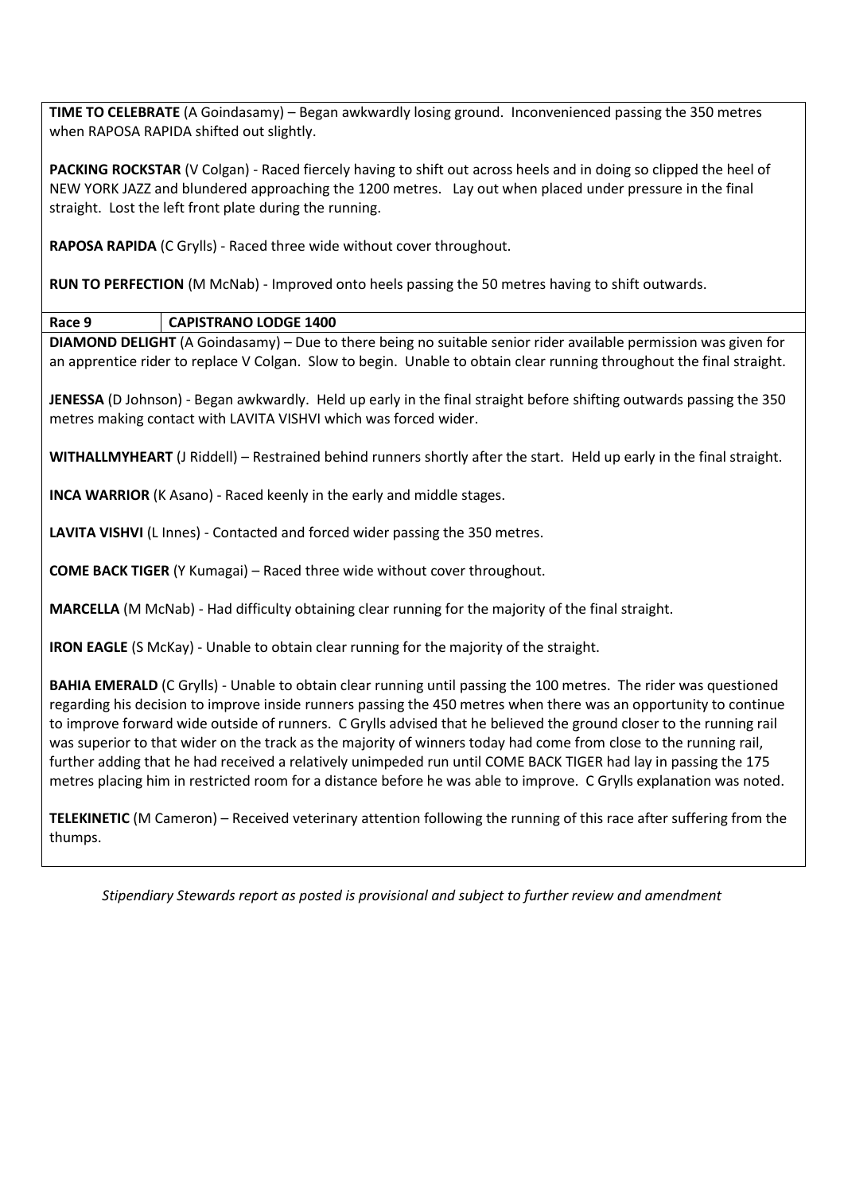**TIME TO CELEBRATE** (A Goindasamy) – Began awkwardly losing ground. Inconvenienced passing the 350 metres when RAPOSA RAPIDA shifted out slightly.

**PACKING ROCKSTAR** (V Colgan) - Raced fiercely having to shift out across heels and in doing so clipped the heel of NEW YORK JAZZ and blundered approaching the 1200 metres. Lay out when placed under pressure in the final straight. Lost the left front plate during the running.

**RAPOSA RAPIDA** (C Grylls) - Raced three wide without cover throughout.

**RUN TO PERFECTION** (M McNab) - Improved onto heels passing the 50 metres having to shift outwards.

| Race 9 | CAPISTRANO LODGE 1400 |
| --- | --- |

**DIAMOND DELIGHT** (A Goindasamy) – Due to there being no suitable senior rider available permission was given for an apprentice rider to replace V Colgan. Slow to begin. Unable to obtain clear running throughout the final straight.

**JENESSA** (D Johnson) - Began awkwardly. Held up early in the final straight before shifting outwards passing the 350 metres making contact with LAVITA VISHVI which was forced wider.

**WITHALLMYHEART** (J Riddell) – Restrained behind runners shortly after the start. Held up early in the final straight.

**INCA WARRIOR** (K Asano) - Raced keenly in the early and middle stages.

**LAVITA VISHVI** (L Innes) - Contacted and forced wider passing the 350 metres.

**COME BACK TIGER** (Y Kumagai) – Raced three wide without cover throughout.

**MARCELLA** (M McNab) - Had difficulty obtaining clear running for the majority of the final straight.

**IRON EAGLE** (S McKay) - Unable to obtain clear running for the majority of the straight.

**BAHIA EMERALD** (C Grylls) - Unable to obtain clear running until passing the 100 metres. The rider was questioned regarding his decision to improve inside runners passing the 450 metres when there was an opportunity to continue to improve forward wide outside of runners. C Grylls advised that he believed the ground closer to the running rail was superior to that wider on the track as the majority of winners today had come from close to the running rail, further adding that he had received a relatively unimpeded run until COME BACK TIGER had lay in passing the 175 metres placing him in restricted room for a distance before he was able to improve. C Grylls explanation was noted.

**TELEKINETIC** (M Cameron) – Received veterinary attention following the running of this race after suffering from the thumps.

*Stipendiary Stewards report as posted is provisional and subject to further review and amendment*